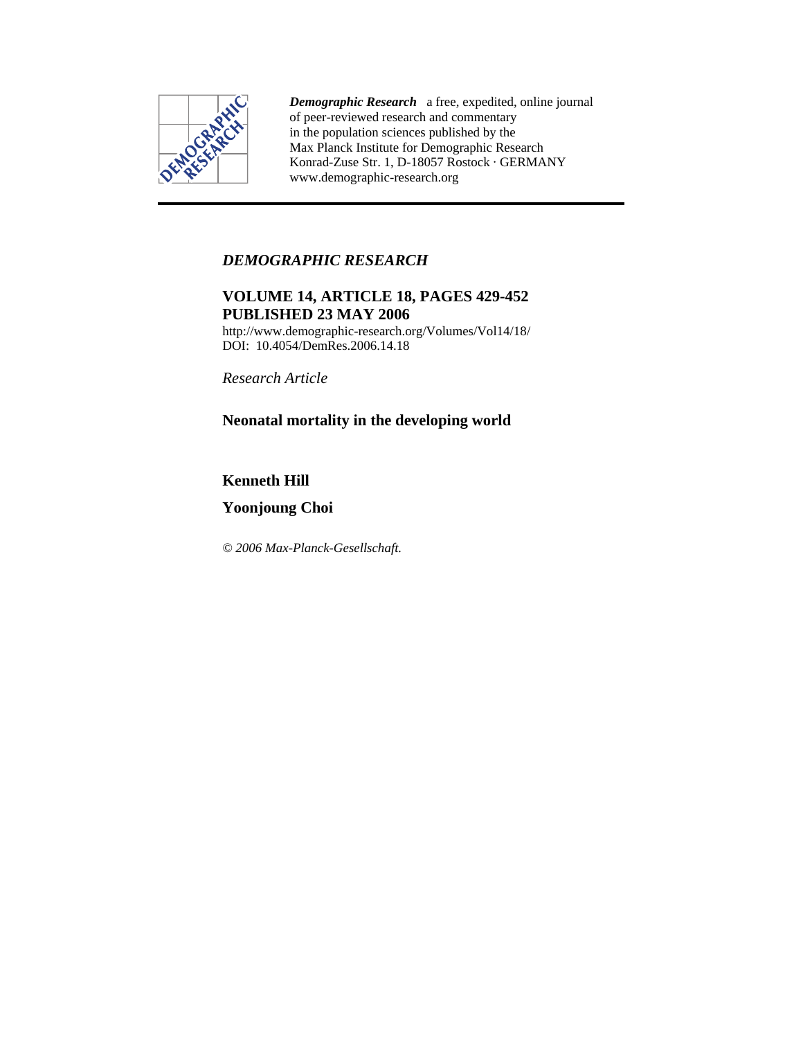*Demographic Research* a free, expedited, online journal of peer-reviewed research and commentary in the population sciences published by the Max Planck Institute for Demographic Research Konrad-Zuse Str. 1, D-18057 Rostock · GERMANY www.demographic-research.org

---

*DEMOGRAPHIC RESEARCH*

**VOLUME 14, ARTICLE 18, PAGES 429-452**
**PUBLISHED 23 MAY 2006**

http://www.demographic-research.org/Volumes/Vol14/18/
DOI: 10.4054/DemRes.2006.14.18

*Research Article*

# Neonatal mortality in the developing world

**Kenneth Hill**

**Yoonjoung Choi**

*© 2006 Max-Planck-Gesellschaft.*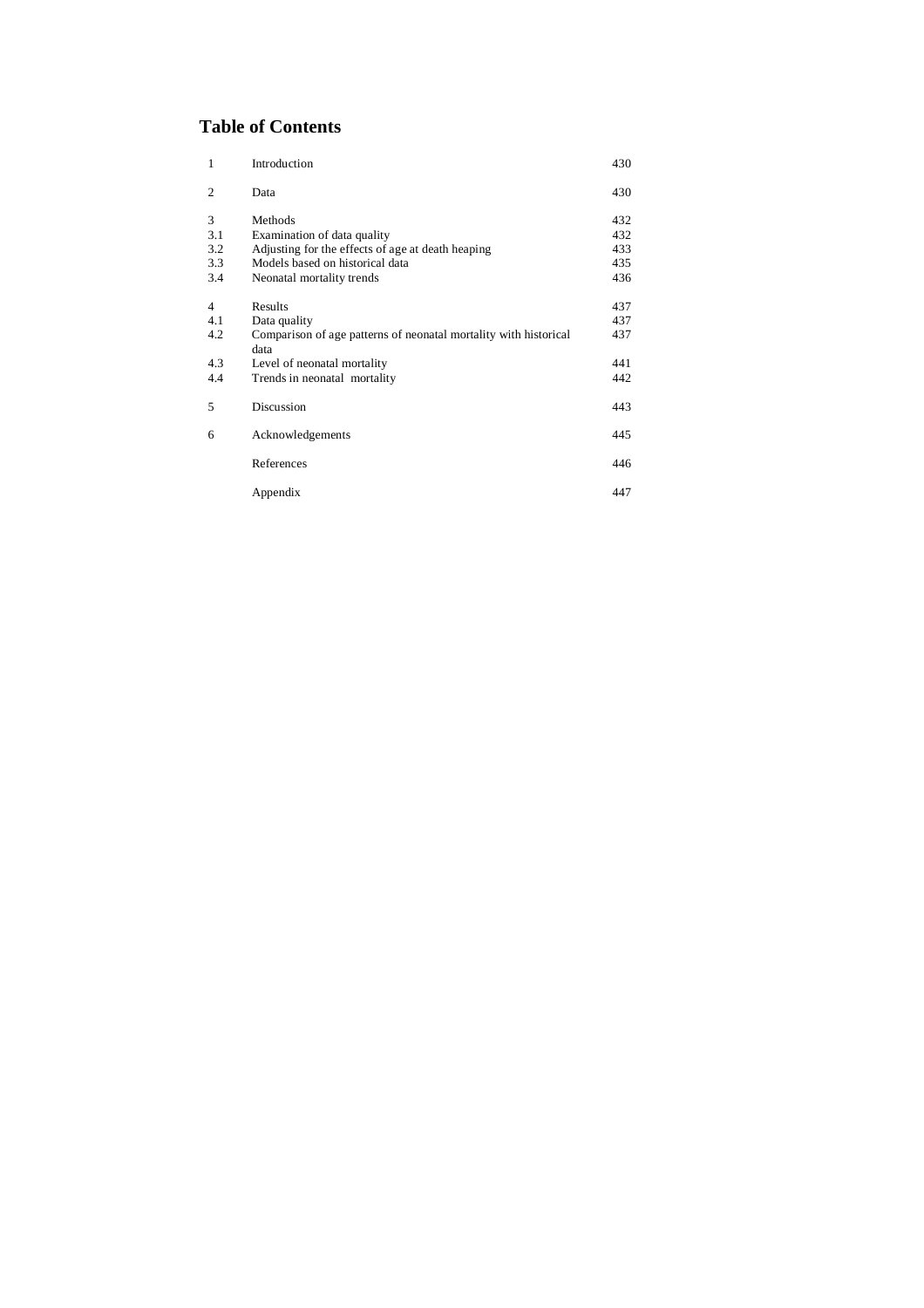# Table of Contents

| | | |
|---|---|---|
| 1 | Introduction | 430 |
| 2 | Data | 430 |
| 3 | Methods | 432 |
| 3.1 | Examination of data quality | 432 |
| 3.2 | Adjusting for the effects of age at death heaping | 433 |
| 3.3 | Models based on historical data | 435 |
| 3.4 | Neonatal mortality trends | 436 |
| 4 | Results | 437 |
| 4.1 | Data quality | 437 |
| 4.2 | Comparison of age patterns of neonatal mortality with historical data | 437 |
| 4.3 | Level of neonatal mortality | 441 |
| 4.4 | Trends in neonatal mortality | 442 |
| 5 | Discussion | 443 |
| 6 | Acknowledgements | 445 |
| | References | 446 |
| | Appendix | 447 |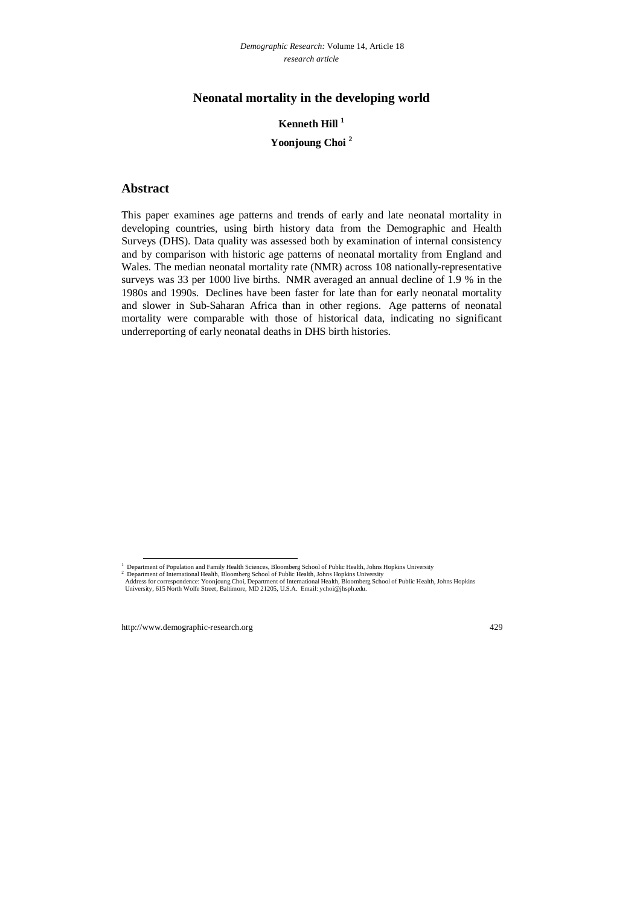# Neonatal mortality in the developing world

**Kenneth Hill** [1]

**Yoonjoung Choi** [2]

## Abstract

This paper examines age patterns and trends of early and late neonatal mortality in developing countries, using birth history data from the Demographic and Health Surveys (DHS). Data quality was assessed both by examination of internal consistency and by comparison with historic age patterns of neonatal mortality from England and Wales. The median neonatal mortality rate (NMR) across 108 nationally-representative surveys was 33 per 1000 live births. NMR averaged an annual decline of 1.9 % in the 1980s and 1990s. Declines have been faster for late than for early neonatal mortality and slower in Sub-Saharan Africa than in other regions. Age patterns of neonatal mortality were comparable with those of historical data, indicating no significant underreporting of early neonatal deaths in DHS birth histories.

---

[1] Department of Population and Family Health Sciences, Bloomberg School of Public Health, Johns Hopkins University

[2] Department of International Health, Bloomberg School of Public Health, Johns Hopkins University
Address for correspondence: Yoonjoung Choi, Department of International Health, Bloomberg School of Public Health, Johns Hopkins University, 615 North Wolfe Street, Baltimore, MD 21205, U.S.A. Email: ychoi@jhsph.edu.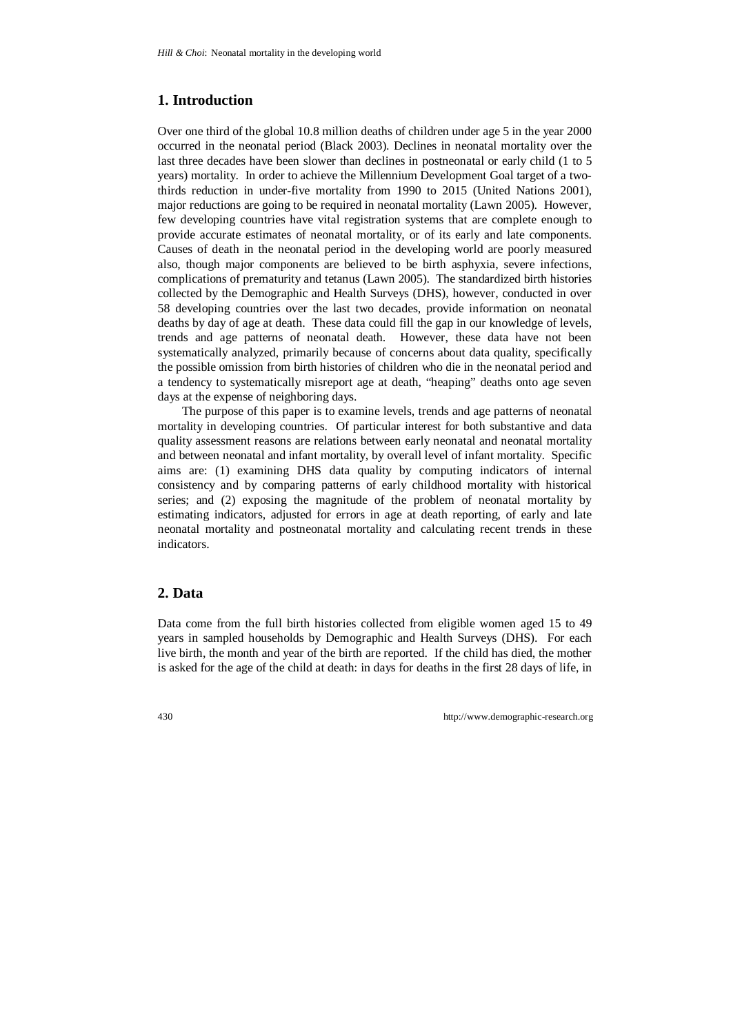## 1. Introduction

Over one third of the global 10.8 million deaths of children under age 5 in the year 2000 occurred in the neonatal period (Black 2003). Declines in neonatal mortality over the last three decades have been slower than declines in postneonatal or early child (1 to 5 years) mortality. In order to achieve the Millennium Development Goal target of a two-thirds reduction in under-five mortality from 1990 to 2015 (United Nations 2001), major reductions are going to be required in neonatal mortality (Lawn 2005). However, few developing countries have vital registration systems that are complete enough to provide accurate estimates of neonatal mortality, or of its early and late components. Causes of death in the neonatal period in the developing world are poorly measured also, though major components are believed to be birth asphyxia, severe infections, complications of prematurity and tetanus (Lawn 2005). The standardized birth histories collected by the Demographic and Health Surveys (DHS), however, conducted in over 58 developing countries over the last two decades, provide information on neonatal deaths by day of age at death. These data could fill the gap in our knowledge of levels, trends and age patterns of neonatal death. However, these data have not been systematically analyzed, primarily because of concerns about data quality, specifically the possible omission from birth histories of children who die in the neonatal period and a tendency to systematically misreport age at death, "heaping" deaths onto age seven days at the expense of neighboring days.

The purpose of this paper is to examine levels, trends and age patterns of neonatal mortality in developing countries. Of particular interest for both substantive and data quality assessment reasons are relations between early neonatal and neonatal mortality and between neonatal and infant mortality, by overall level of infant mortality. Specific aims are: (1) examining DHS data quality by computing indicators of internal consistency and by comparing patterns of early childhood mortality with historical series; and (2) exposing the magnitude of the problem of neonatal mortality by estimating indicators, adjusted for errors in age at death reporting, of early and late neonatal mortality and postneonatal mortality and calculating recent trends in these indicators.

## 2. Data

Data come from the full birth histories collected from eligible women aged 15 to 49 years in sampled households by Demographic and Health Surveys (DHS). For each live birth, the month and year of the birth are reported. If the child has died, the mother is asked for the age of the child at death: in days for deaths in the first 28 days of life, in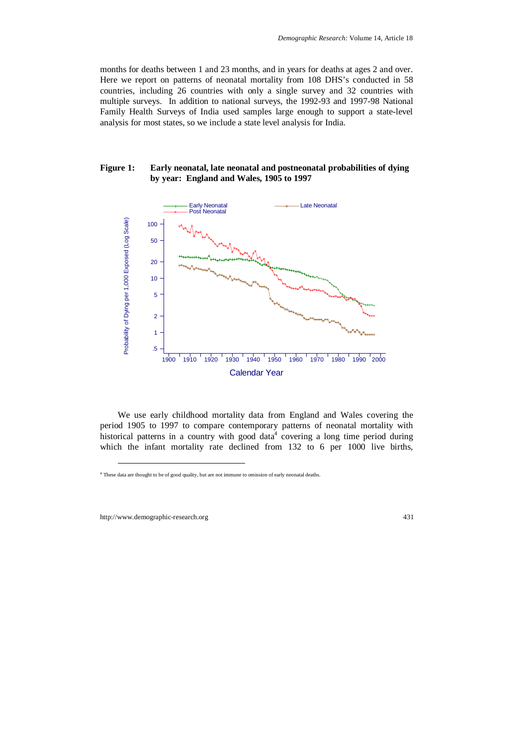months for deaths between 1 and 23 months, and in years for deaths at ages 2 and over. Here we report on patterns of neonatal mortality from 108 DHS's conducted in 58 countries, including 26 countries with only a single survey and 32 countries with multiple surveys. In addition to national surveys, the 1992-93 and 1997-98 National Family Health Surveys of India used samples large enough to support a state-level analysis for most states, so we include a state level analysis for India.

**Figure 1: Early neonatal, late neonatal and postneonatal probabilities of dying by year: England and Wales, 1905 to 1997**

We use early childhood mortality data from England and Wales covering the period 1905 to 1997 to compare contemporary patterns of neonatal mortality with historical patterns in a country with good data[4] covering a long time period during which the infant mortality rate declined from 132 to 6 per 1000 live births,

[4] These data are thought to be of good quality, but are not immune to omission of early neonatal deaths.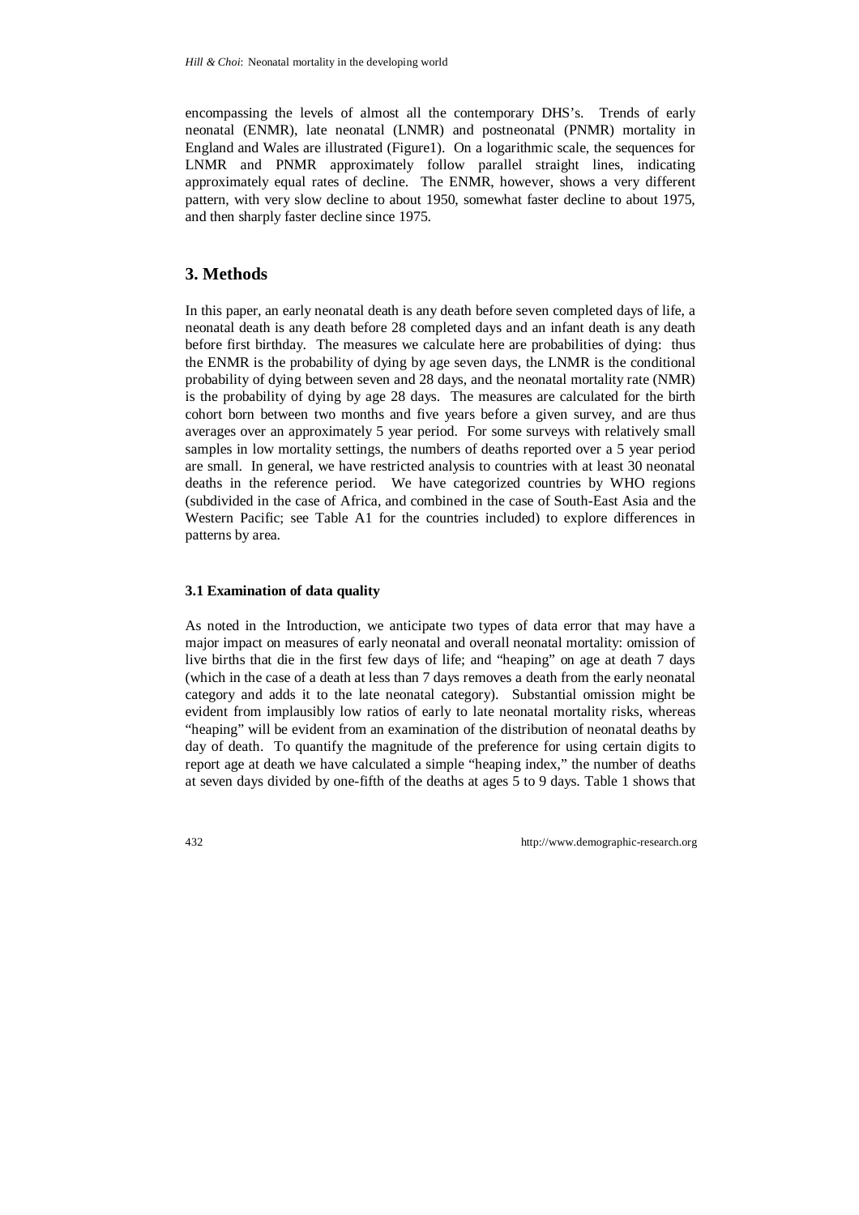encompassing the levels of almost all the contemporary DHS's. Trends of early neonatal (ENMR), late neonatal (LNMR) and postneonatal (PNMR) mortality in England and Wales are illustrated (Figure1). On a logarithmic scale, the sequences for LNMR and PNMR approximately follow parallel straight lines, indicating approximately equal rates of decline. The ENMR, however, shows a very different pattern, with very slow decline to about 1950, somewhat faster decline to about 1975, and then sharply faster decline since 1975.

## 3. Methods

In this paper, an early neonatal death is any death before seven completed days of life, a neonatal death is any death before 28 completed days and an infant death is any death before first birthday. The measures we calculate here are probabilities of dying: thus the ENMR is the probability of dying by age seven days, the LNMR is the conditional probability of dying between seven and 28 days, and the neonatal mortality rate (NMR) is the probability of dying by age 28 days. The measures are calculated for the birth cohort born between two months and five years before a given survey, and are thus averages over an approximately 5 year period. For some surveys with relatively small samples in low mortality settings, the numbers of deaths reported over a 5 year period are small. In general, we have restricted analysis to countries with at least 30 neonatal deaths in the reference period. We have categorized countries by WHO regions (subdivided in the case of Africa, and combined in the case of South-East Asia and the Western Pacific; see Table A1 for the countries included) to explore differences in patterns by area.

### 3.1 Examination of data quality

As noted in the Introduction, we anticipate two types of data error that may have a major impact on measures of early neonatal and overall neonatal mortality: omission of live births that die in the first few days of life; and "heaping" on age at death 7 days (which in the case of a death at less than 7 days removes a death from the early neonatal category and adds it to the late neonatal category). Substantial omission might be evident from implausibly low ratios of early to late neonatal mortality risks, whereas "heaping" will be evident from an examination of the distribution of neonatal deaths by day of death. To quantify the magnitude of the preference for using certain digits to report age at death we have calculated a simple "heaping index," the number of deaths at seven days divided by one-fifth of the deaths at ages 5 to 9 days. Table 1 shows that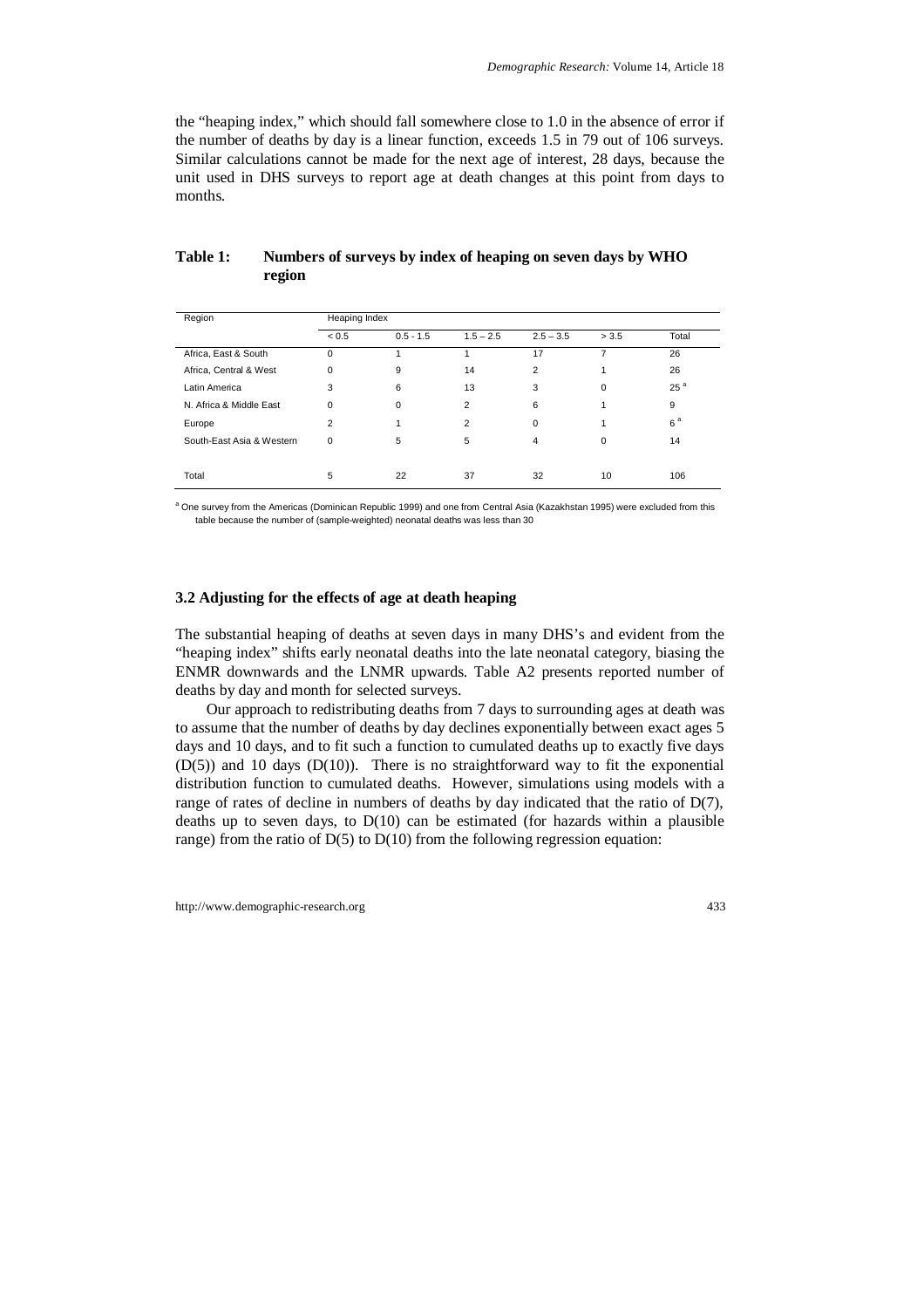the "heaping index," which should fall somewhere close to 1.0 in the absence of error if the number of deaths by day is a linear function, exceeds 1.5 in 79 out of 106 surveys. Similar calculations cannot be made for the next age of interest, 28 days, because the unit used in DHS surveys to report age at death changes at this point from days to months.

**Table 1: Numbers of surveys by index of heaping on seven days by WHO region**

| Region | Heaping Index | | | | | |
|---|---|---|---|---|---|---|
| | < 0.5 | 0.5 - 1.5 | 1.5 – 2.5 | 2.5 – 3.5 | > 3.5 | Total |
| Africa, East & South | 0 | 1 | 1 | 17 | 7 | 26 |
| Africa, Central & West | 0 | 9 | 14 | 2 | 1 | 26 |
| Latin America | 3 | 6 | 13 | 3 | 0 | 25 [a] |
| N. Africa & Middle East | 0 | 0 | 2 | 6 | 1 | 9 |
| Europe | 2 | 1 | 2 | 0 | 1 | 6 [a] |
| South-East Asia & Western | 0 | 5 | 5 | 4 | 0 | 14 |
| Total | 5 | 22 | 37 | 32 | 10 | 106 |

[a] One survey from the Americas (Dominican Republic 1999) and one from Central Asia (Kazakhstan 1995) were excluded from this table because the number of (sample-weighted) neonatal deaths was less than 30

### 3.2 Adjusting for the effects of age at death heaping

The substantial heaping of deaths at seven days in many DHS's and evident from the "heaping index" shifts early neonatal deaths into the late neonatal category, biasing the ENMR downwards and the LNMR upwards. Table A2 presents reported number of deaths by day and month for selected surveys.

Our approach to redistributing deaths from 7 days to surrounding ages at death was to assume that the number of deaths by day declines exponentially between exact ages 5 days and 10 days, and to fit such a function to cumulated deaths up to exactly five days ($D(5)$) and 10 days ($D(10)$). There is no straightforward way to fit the exponential distribution function to cumulated deaths. However, simulations using models with a range of rates of decline in numbers of deaths by day indicated that the ratio of $D(7)$, deaths up to seven days, to $D(10)$ can be estimated (for hazards within a plausible range) from the ratio of $D(5)$ to $D(10)$ from the following regression equation: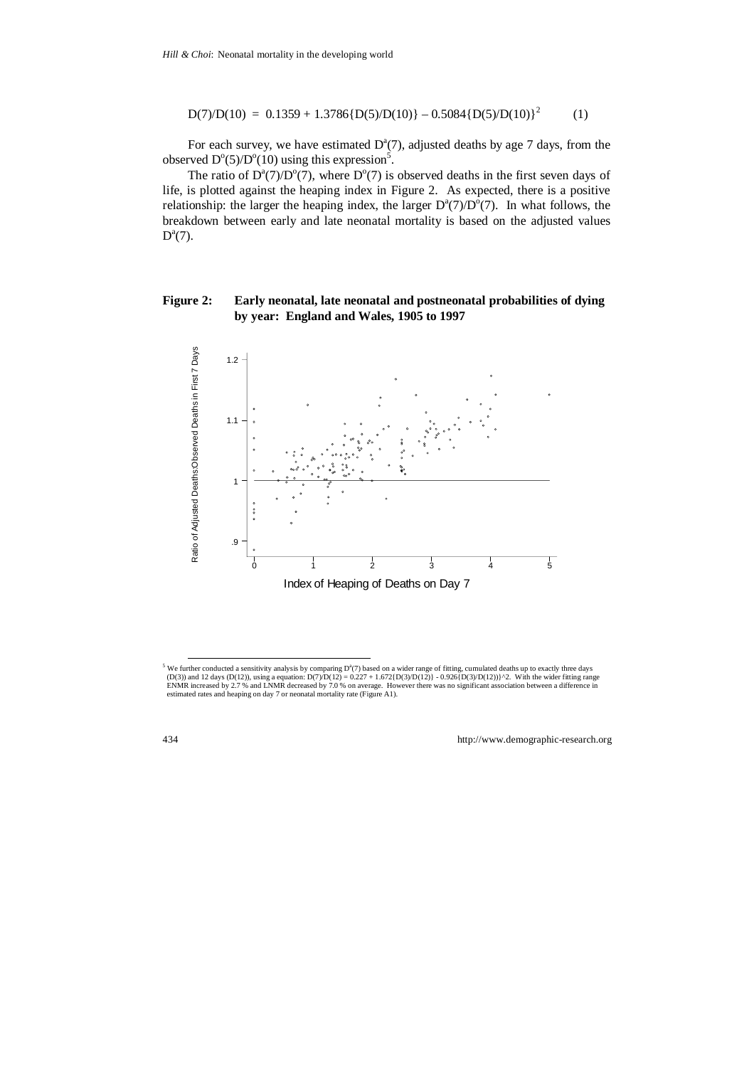$$D(7)/D(10) = 0.1359 + 1.3786\{D(5)/D(10)\} - 0.5084\{D(5)/D(10)\}^2 \qquad (1)$$

For each survey, we have estimated $D^a(7)$, adjusted deaths by age 7 days, from the observed $D^o(5)/D^o(10)$ using this expression[5].

The ratio of $D^a(7)/D^o(7)$, where $D^o(7)$ is observed deaths in the first seven days of life, is plotted against the heaping index in Figure 2. As expected, there is a positive relationship: the larger the heaping index, the larger $D^a(7)/D^o(7)$. In what follows, the breakdown between early and late neonatal mortality is based on the adjusted values $D^a(7)$.

**Figure 2: Early neonatal, late neonatal and postneonatal probabilities of dying by year: England and Wales, 1905 to 1997**

[5] We further conducted a sensitivity analysis by comparing $D^a(7)$ based on a wider range of fitting, cumulated deaths up to exactly three days (D(3)) and 12 days (D(12)), using a equation: D(7)/D(12) = 0.227 + 1.672{D(3)/D(12)} - 0.926{D(3)/D(12))}^2. With the wider fitting range ENMR increased by 2.7 % and LNMR decreased by 7.0 % on average. However there was no significant association between a difference in estimated rates and heaping on day 7 or neonatal mortality rate (Figure A1).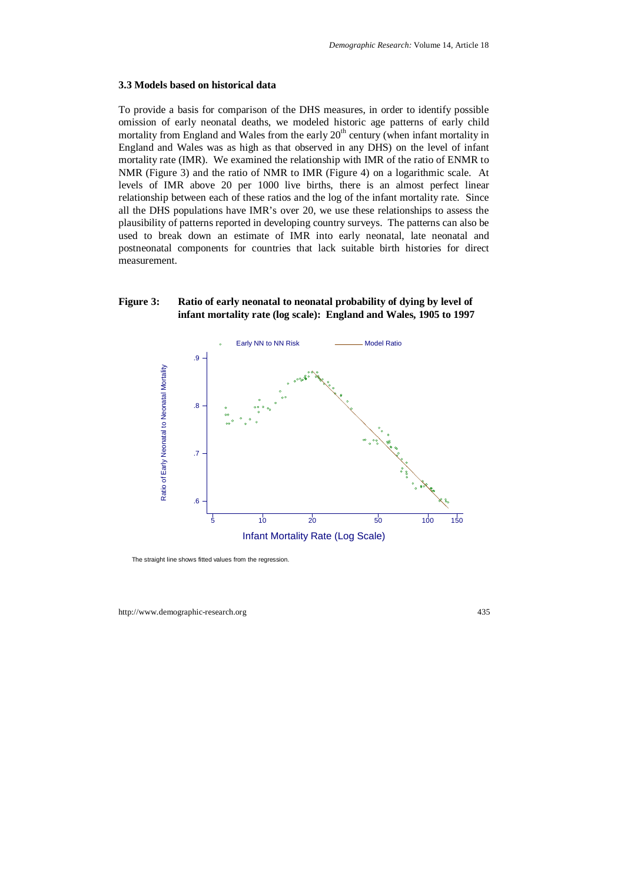### 3.3 Models based on historical data

To provide a basis for comparison of the DHS measures, in order to identify possible omission of early neonatal deaths, we modeled historic age patterns of early child mortality from England and Wales from the early 20[th] century (when infant mortality in England and Wales was as high as that observed in any DHS) on the level of infant mortality rate (IMR). We examined the relationship with IMR of the ratio of ENMR to NMR (Figure 3) and the ratio of NMR to IMR (Figure 4) on a logarithmic scale. At levels of IMR above 20 per 1000 live births, there is an almost perfect linear relationship between each of these ratios and the log of the infant mortality rate. Since all the DHS populations have IMR's over 20, we use these relationships to assess the plausibility of patterns reported in developing country surveys. The patterns can also be used to break down an estimate of IMR into early neonatal, late neonatal and postneonatal components for countries that lack suitable birth histories for direct measurement.

**Figure 3: Ratio of early neonatal to neonatal probability of dying by level of infant mortality rate (log scale): England and Wales, 1905 to 1997**

The straight line shows fitted values from the regression.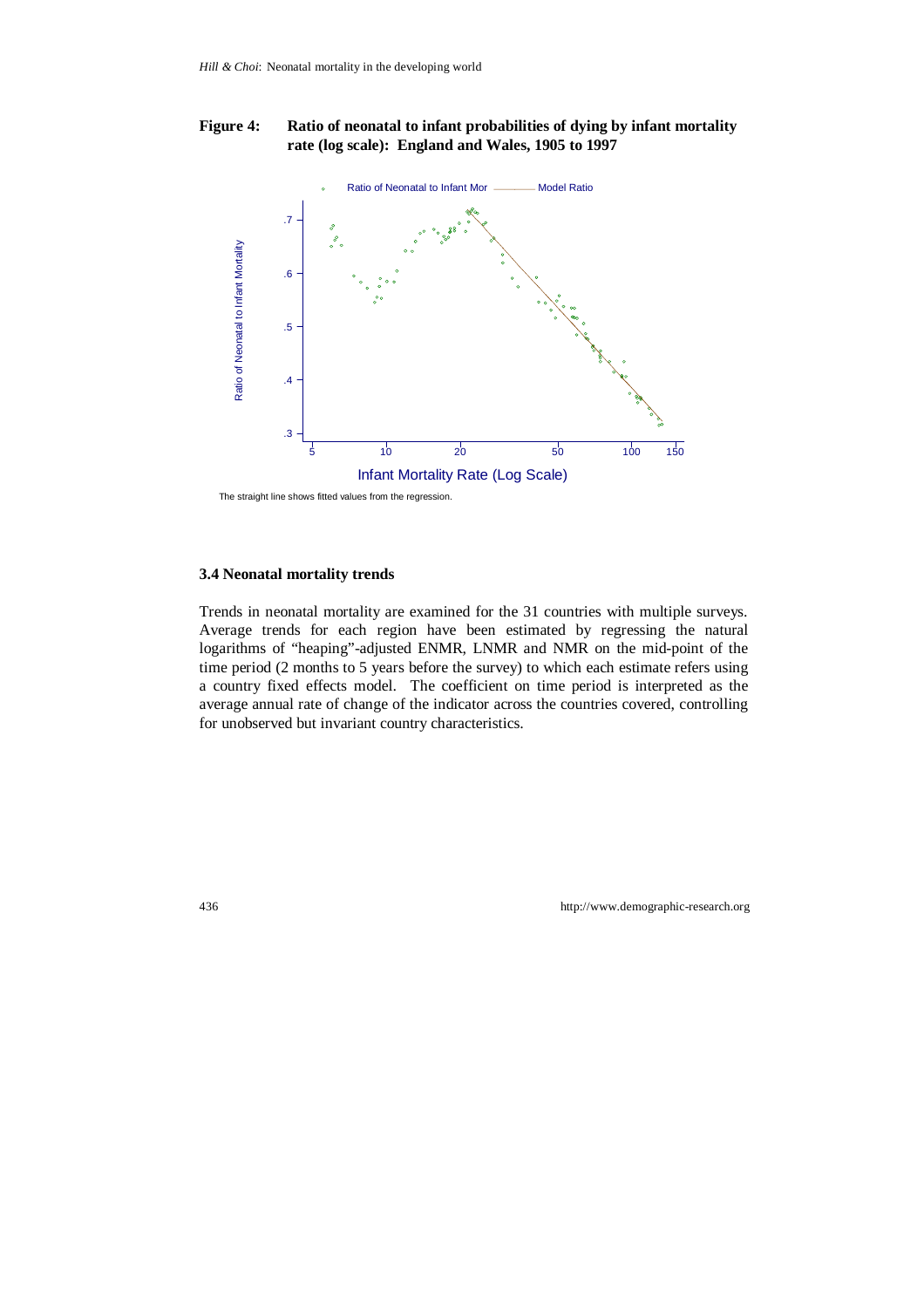**Figure 4: Ratio of neonatal to infant probabilities of dying by infant mortality rate (log scale): England and Wales, 1905 to 1997**

The straight line shows fitted values from the regression.

### 3.4 Neonatal mortality trends

Trends in neonatal mortality are examined for the 31 countries with multiple surveys. Average trends for each region have been estimated by regressing the natural logarithms of "heaping"-adjusted ENMR, LNMR and NMR on the mid-point of the time period (2 months to 5 years before the survey) to which each estimate refers using a country fixed effects model. The coefficient on time period is interpreted as the average annual rate of change of the indicator across the countries covered, controlling for unobserved but invariant country characteristics.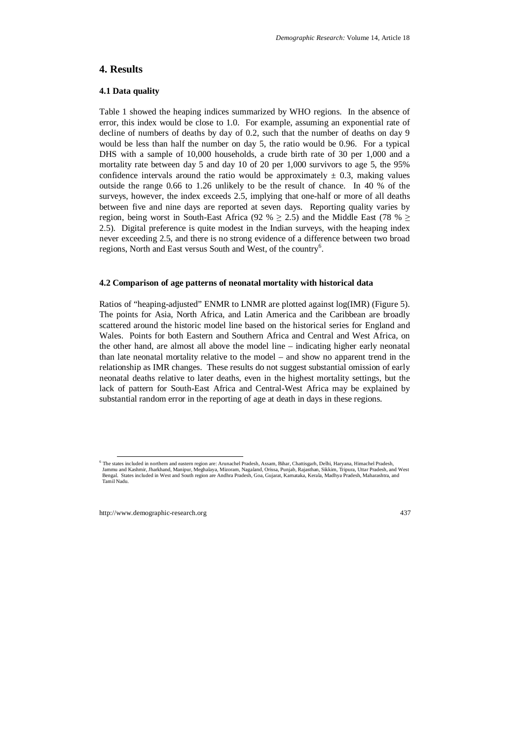## 4. Results

### 4.1 Data quality

Table 1 showed the heaping indices summarized by WHO regions. In the absence of error, this index would be close to 1.0. For example, assuming an exponential rate of decline of numbers of deaths by day of 0.2, such that the number of deaths on day 9 would be less than half the number on day 5, the ratio would be 0.96. For a typical DHS with a sample of 10,000 households, a crude birth rate of 30 per 1,000 and a mortality rate between day 5 and day 10 of 20 per 1,000 survivors to age 5, the 95% confidence intervals around the ratio would be approximately $\pm$ 0.3, making values outside the range 0.66 to 1.26 unlikely to be the result of chance. In 40 % of the surveys, however, the index exceeds 2.5, implying that one-half or more of all deaths between five and nine days are reported at seven days. Reporting quality varies by region, being worst in South-East Africa (92 % $\geq$ 2.5) and the Middle East (78 % $\geq$ 2.5). Digital preference is quite modest in the Indian surveys, with the heaping index never exceeding 2.5, and there is no strong evidence of a difference between two broad regions, North and East versus South and West, of the country[6].

### 4.2 Comparison of age patterns of neonatal mortality with historical data

Ratios of "heaping-adjusted" ENMR to LNMR are plotted against log(IMR) (Figure 5). The points for Asia, North Africa, and Latin America and the Caribbean are broadly scattered around the historic model line based on the historical series for England and Wales. Points for both Eastern and Southern Africa and Central and West Africa, on the other hand, are almost all above the model line – indicating higher early neonatal than late neonatal mortality relative to the model – and show no apparent trend in the relationship as IMR changes. These results do not suggest substantial omission of early neonatal deaths relative to later deaths, even in the highest mortality settings, but the lack of pattern for South-East Africa and Central-West Africa may be explained by substantial random error in the reporting of age at death in days in these regions.

[6] The states included in northern and eastern region are: Arunachel Pradesh, Assam, Bihar, Chattisgarh, Delhi, Haryana, Himachel Pradesh, Jammu and Kashmir, Jharkhand, Manipur, Meghalaya, Mizoram, Nagaland, Orissa, Punjab, Rajasthan, Sikkim, Tripura, Uttar Pradesh, and West Bengal. States included in West and South region are Andhra Pradesh, Goa, Gujarat, Karnataka, Kerala, Madhya Pradesh, Maharashtra, and Tamil Nadu.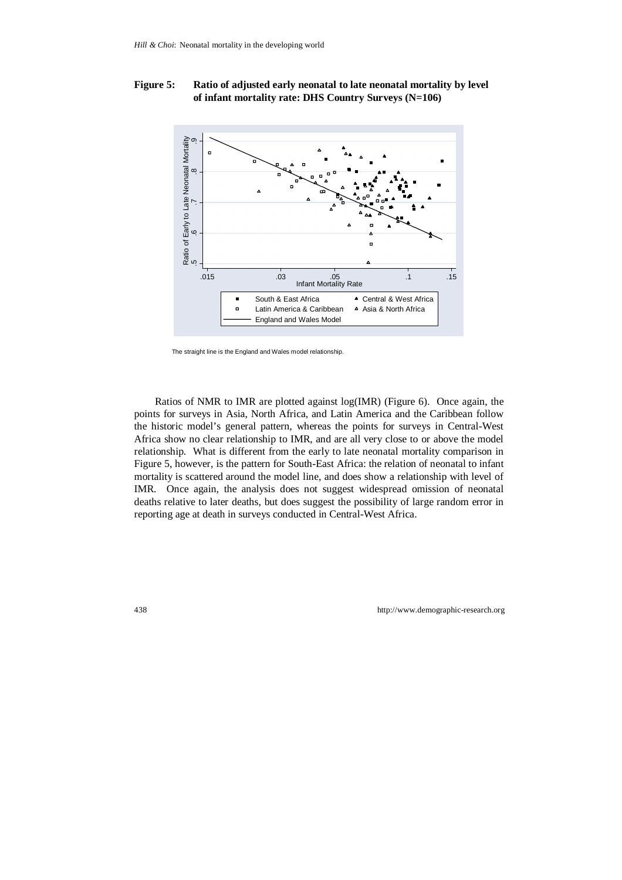**Figure 5: Ratio of adjusted early neonatal to late neonatal mortality by level of infant mortality rate: DHS Country Surveys (N=106)**

The straight line is the England and Wales model relationship.

Ratios of NMR to IMR are plotted against log(IMR) (Figure 6). Once again, the points for surveys in Asia, North Africa, and Latin America and the Caribbean follow the historic model's general pattern, whereas the points for surveys in Central-West Africa show no clear relationship to IMR, and are all very close to or above the model relationship. What is different from the early to late neonatal mortality comparison in Figure 5, however, is the pattern for South-East Africa: the relation of neonatal to infant mortality is scattered around the model line, and does show a relationship with level of IMR. Once again, the analysis does not suggest widespread omission of neonatal deaths relative to later deaths, but does suggest the possibility of large random error in reporting age at death in surveys conducted in Central-West Africa.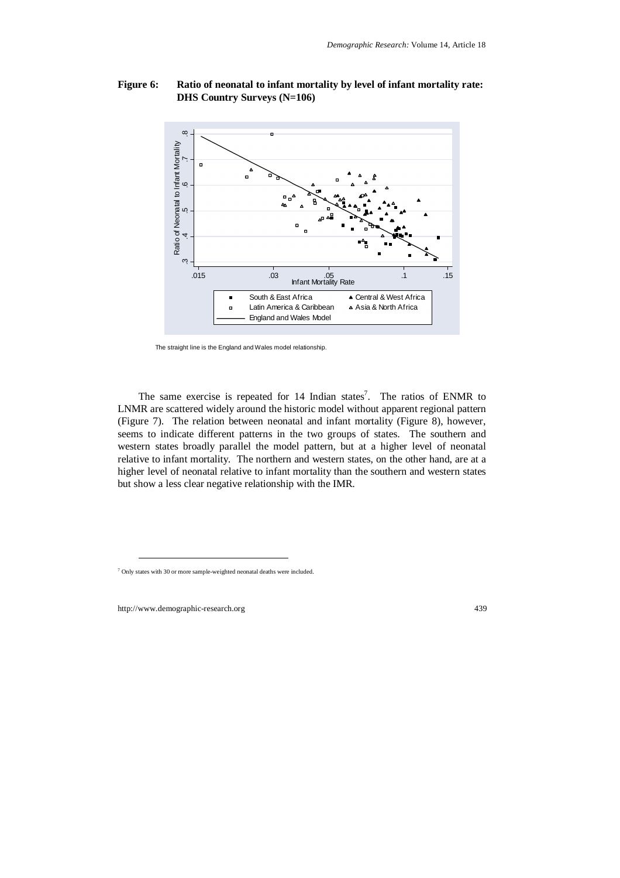**Figure 6: Ratio of neonatal to infant mortality by level of infant mortality rate: DHS Country Surveys (N=106)**

The straight line is the England and Wales model relationship.

The same exercise is repeated for 14 Indian states[7]. The ratios of ENMR to LNMR are scattered widely around the historic model without apparent regional pattern (Figure 7). The relation between neonatal and infant mortality (Figure 8), however, seems to indicate different patterns in the two groups of states. The southern and western states broadly parallel the model pattern, but at a higher level of neonatal relative to infant mortality. The northern and western states, on the other hand, are at a higher level of neonatal relative to infant mortality than the southern and western states but show a less clear negative relationship with the IMR.

[7] Only states with 30 or more sample-weighted neonatal deaths were included.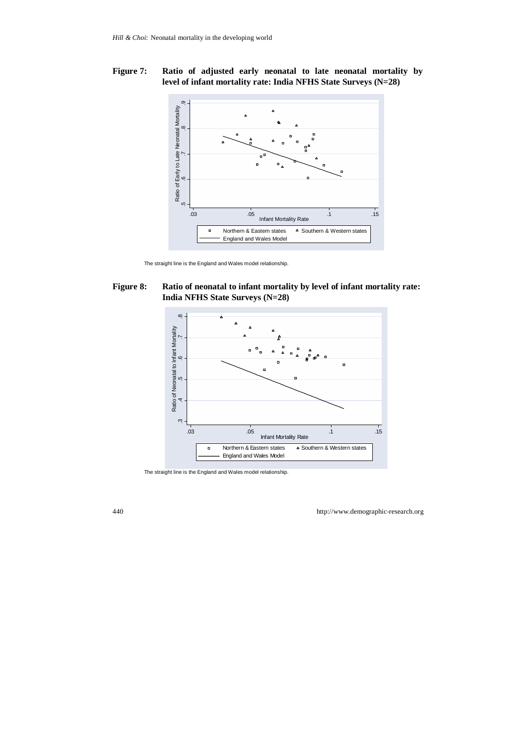**Figure 7: Ratio of adjusted early neonatal to late neonatal mortality by level of infant mortality rate: India NFHS State Surveys (N=28)**

The straight line is the England and Wales model relationship.

**Figure 8: Ratio of neonatal to infant mortality by level of infant mortality rate: India NFHS State Surveys (N=28)**

The straight line is the England and Wales model relationship.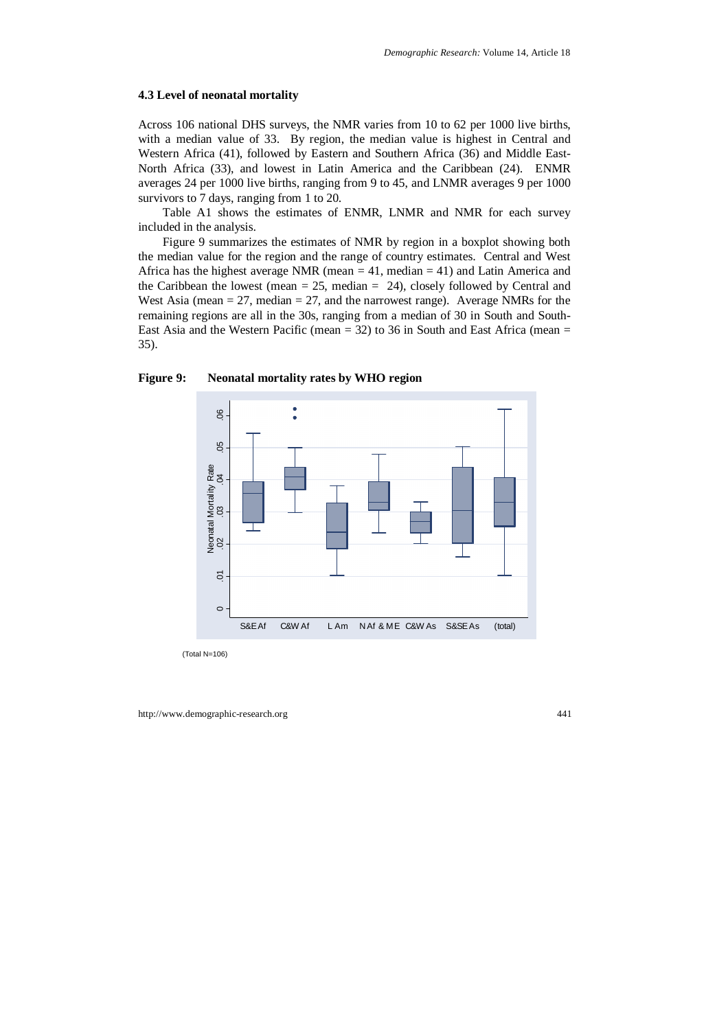### 4.3 Level of neonatal mortality

Across 106 national DHS surveys, the NMR varies from 10 to 62 per 1000 live births, with a median value of 33. By region, the median value is highest in Central and Western Africa (41), followed by Eastern and Southern Africa (36) and Middle East-North Africa (33), and lowest in Latin America and the Caribbean (24). ENMR averages 24 per 1000 live births, ranging from 9 to 45, and LNMR averages 9 per 1000 survivors to 7 days, ranging from 1 to 20.

Table A1 shows the estimates of ENMR, LNMR and NMR for each survey included in the analysis.

Figure 9 summarizes the estimates of NMR by region in a boxplot showing both the median value for the region and the range of country estimates. Central and West Africa has the highest average NMR (mean = 41, median = 41) and Latin America and the Caribbean the lowest (mean = 25, median = 24), closely followed by Central and West Asia (mean = 27, median = 27, and the narrowest range). Average NMRs for the remaining regions are all in the 30s, ranging from a median of 30 in South and South-East Asia and the Western Pacific (mean = 32) to 36 in South and East Africa (mean = 35).

**Figure 9: Neonatal mortality rates by WHO region**

(Total N=106)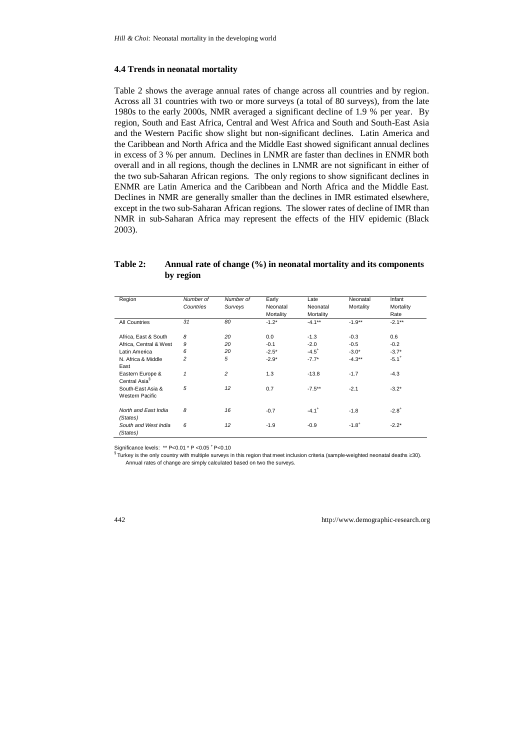### 4.4 Trends in neonatal mortality

Table 2 shows the average annual rates of change across all countries and by region. Across all 31 countries with two or more surveys (a total of 80 surveys), from the late 1980s to the early 2000s, NMR averaged a significant decline of 1.9 % per year. By region, South and East Africa, Central and West Africa and South and South-East Asia and the Western Pacific show slight but non-significant declines. Latin America and the Caribbean and North Africa and the Middle East showed significant annual declines in excess of 3 % per annum. Declines in LNMR are faster than declines in ENMR both overall and in all regions, though the declines in LNMR are not significant in either of the two sub-Saharan African regions. The only regions to show significant declines in ENMR are Latin America and the Caribbean and North Africa and the Middle East. Declines in NMR are generally smaller than the declines in IMR estimated elsewhere, except in the two sub-Saharan African regions. The slower rates of decline of IMR than NMR in sub-Saharan Africa may represent the effects of the HIV epidemic (Black 2003).

**Table 2: Annual rate of change (%) in neonatal mortality and its components by region**

| Region | *Number of Countries* | *Number of Surveys* | Early Neonatal Mortality | Late Neonatal Mortality | Neonatal Mortality | Infant Mortality Rate |
|---|---|---|---|---|---|---|
| All Countries | 31 | 80 | -1.2* | -4.1** | -1.9** | -2.1** |
| Africa, East & South | 8 | 20 | 0.0 | -1.3 | -0.3 | 0.6 |
| Africa, Central & West | 9 | 20 | -0.1 | -2.0 | -0.5 | -0.2 |
| Latin America | 6 | 20 | -2.5* | -4.5$^{+}$ | -3.0* | -3.7* |
| N. Africa & Middle East | 2 | 5 | -2.9* | -7.7* | -4.3** | -5.1$^{+}$ |
| Eastern Europe & Central Asia§ | 1 | 2 | 1.3 | -13.8 | -1.7 | -4.3 |
| South-East Asia & Western Pacific | 5 | 12 | 0.7 | -7.5** | -2.1 | -3.2* |
| *North and East India (States)* | 8 | 16 | -0.7 | -4.1$^{+}$ | -1.8 | -2.8$^{+}$ |
| *South and West India (States)* | 6 | 12 | -1.9 | -0.9 | -1.8$^{+}$ | -2.2* |

Significance levels: ** P<0.01 * P <0.05 $^{+}$ P<0.10

§ Turkey is the only country with multiple surveys in this region that meet inclusion criteria (sample-weighted neonatal deaths ≥30). Annual rates of change are simply calculated based on two the surveys.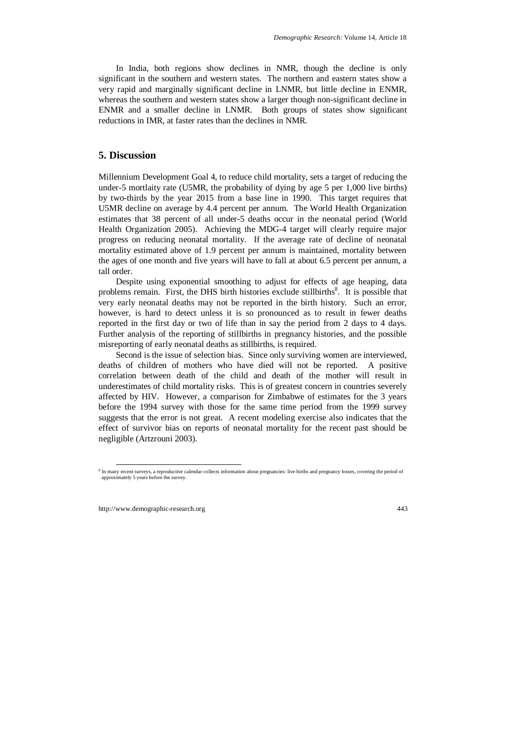In India, both regions show declines in NMR, though the decline is only significant in the southern and western states. The northern and eastern states show a very rapid and marginally significant decline in LNMR, but little decline in ENMR, whereas the southern and western states show a larger though non-significant decline in ENMR and a smaller decline in LNMR. Both groups of states show significant reductions in IMR, at faster rates than the declines in NMR.

## 5. Discussion

Millennium Development Goal 4, to reduce child mortality, sets a target of reducing the under-5 mortlaity rate (U5MR, the probability of dying by age 5 per 1,000 live births) by two-thirds by the year 2015 from a base line in 1990. This target requires that U5MR decline on average by 4.4 percent per annum. The World Health Organization estimates that 38 percent of all under-5 deaths occur in the neonatal period (World Health Organization 2005). Achieving the MDG-4 target will clearly require major progress on reducing neonatal mortality. If the average rate of decline of neonatal mortality estimated above of 1.9 percent per annum is maintained, mortality between the ages of one month and five years will have to fall at about 6.5 percent per annum, a tall order.

Despite using exponential smoothing to adjust for effects of age heaping, data problems remain. First, the DHS birth histories exclude stillbirths[8]. It is possible that very early neonatal deaths may not be reported in the birth history. Such an error, however, is hard to detect unless it is so pronounced as to result in fewer deaths reported in the first day or two of life than in say the period from 2 days to 4 days. Further analysis of the reporting of stillbirths in pregnancy histories, and the possible misreporting of early neonatal deaths as stillbirths, is required.

Second is the issue of selection bias. Since only surviving women are interviewed, deaths of children of mothers who have died will not be reported. A positive correlation between death of the child and death of the mother will result in underestimates of child mortality risks. This is of greatest concern in countries severely affected by HIV. However, a comparison for Zimbabwe of estimates for the 3 years before the 1994 survey with those for the same time period from the 1999 survey suggests that the error is not great. A recent modeling exercise also indicates that the effect of survivor bias on reports of neonatal mortality for the recent past should be negligible (Artzrouni 2003).

[8] In many recent surveys, a reproductive calendar collects information about pregnancies: live births and pregnancy losses, covering the period of approximately 5 years before the survey.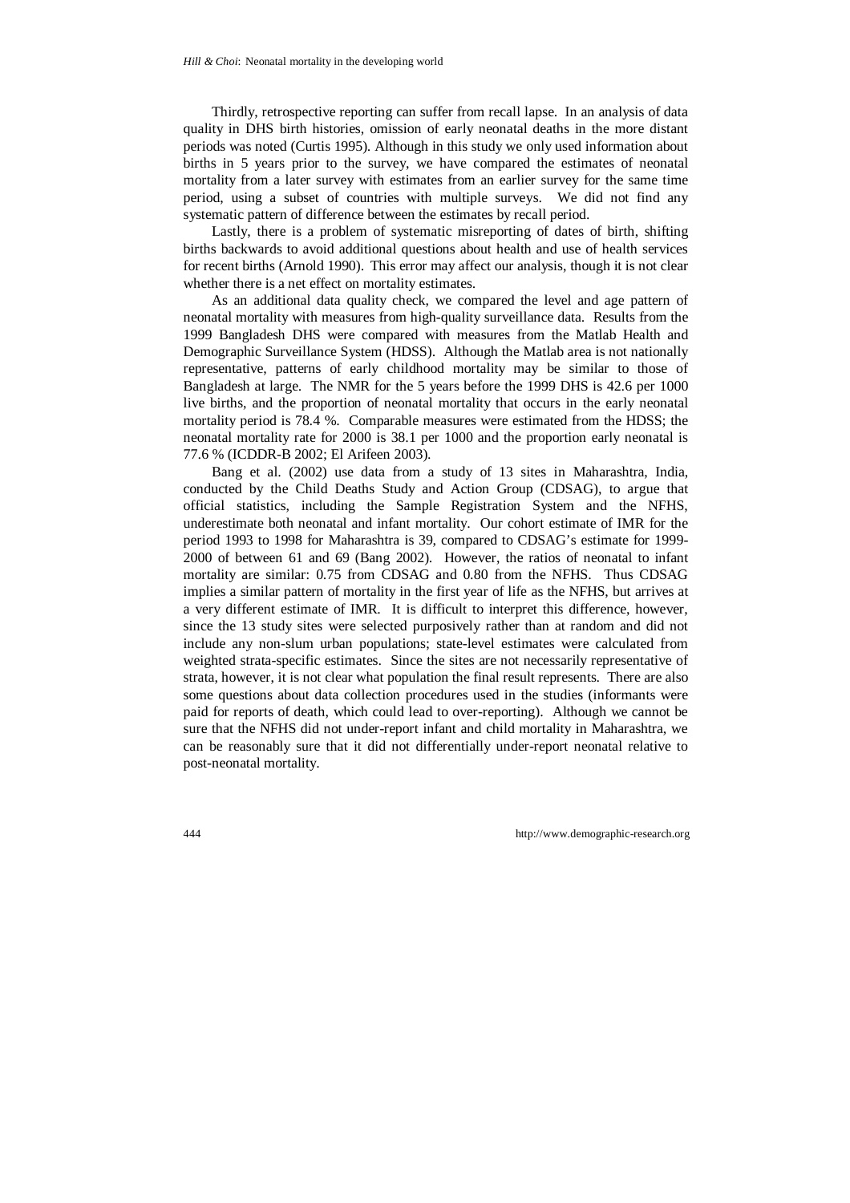Thirdly, retrospective reporting can suffer from recall lapse. In an analysis of data quality in DHS birth histories, omission of early neonatal deaths in the more distant periods was noted (Curtis 1995). Although in this study we only used information about births in 5 years prior to the survey, we have compared the estimates of neonatal mortality from a later survey with estimates from an earlier survey for the same time period, using a subset of countries with multiple surveys. We did not find any systematic pattern of difference between the estimates by recall period.

Lastly, there is a problem of systematic misreporting of dates of birth, shifting births backwards to avoid additional questions about health and use of health services for recent births (Arnold 1990). This error may affect our analysis, though it is not clear whether there is a net effect on mortality estimates.

As an additional data quality check, we compared the level and age pattern of neonatal mortality with measures from high-quality surveillance data. Results from the 1999 Bangladesh DHS were compared with measures from the Matlab Health and Demographic Surveillance System (HDSS). Although the Matlab area is not nationally representative, patterns of early childhood mortality may be similar to those of Bangladesh at large. The NMR for the 5 years before the 1999 DHS is 42.6 per 1000 live births, and the proportion of neonatal mortality that occurs in the early neonatal mortality period is 78.4 %. Comparable measures were estimated from the HDSS; the neonatal mortality rate for 2000 is 38.1 per 1000 and the proportion early neonatal is 77.6 % (ICDDR-B 2002; El Arifeen 2003).

Bang et al. (2002) use data from a study of 13 sites in Maharashtra, India, conducted by the Child Deaths Study and Action Group (CDSAG), to argue that official statistics, including the Sample Registration System and the NFHS, underestimate both neonatal and infant mortality. Our cohort estimate of IMR for the period 1993 to 1998 for Maharashtra is 39, compared to CDSAG's estimate for 1999-2000 of between 61 and 69 (Bang 2002). However, the ratios of neonatal to infant mortality are similar: 0.75 from CDSAG and 0.80 from the NFHS. Thus CDSAG implies a similar pattern of mortality in the first year of life as the NFHS, but arrives at a very different estimate of IMR. It is difficult to interpret this difference, however, since the 13 study sites were selected purposively rather than at random and did not include any non-slum urban populations; state-level estimates were calculated from weighted strata-specific estimates. Since the sites are not necessarily representative of strata, however, it is not clear what population the final result represents. There are also some questions about data collection procedures used in the studies (informants were paid for reports of death, which could lead to over-reporting). Although we cannot be sure that the NFHS did not under-report infant and child mortality in Maharashtra, we can be reasonably sure that it did not differentially under-report neonatal relative to post-neonatal mortality.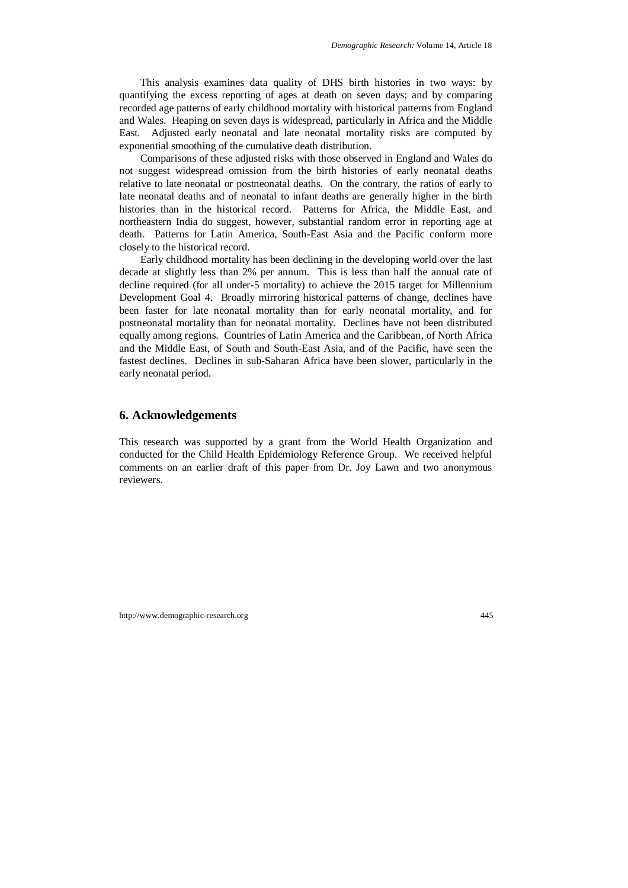This analysis examines data quality of DHS birth histories in two ways: by quantifying the excess reporting of ages at death on seven days; and by comparing recorded age patterns of early childhood mortality with historical patterns from England and Wales. Heaping on seven days is widespread, particularly in Africa and the Middle East. Adjusted early neonatal and late neonatal mortality risks are computed by exponential smoothing of the cumulative death distribution.

Comparisons of these adjusted risks with those observed in England and Wales do not suggest widespread omission from the birth histories of early neonatal deaths relative to late neonatal or postneonatal deaths. On the contrary, the ratios of early to late neonatal deaths and of neonatal to infant deaths are generally higher in the birth histories than in the historical record. Patterns for Africa, the Middle East, and northeastern India do suggest, however, substantial random error in reporting age at death. Patterns for Latin America, South-East Asia and the Pacific conform more closely to the historical record.

Early childhood mortality has been declining in the developing world over the last decade at slightly less than 2% per annum. This is less than half the annual rate of decline required (for all under-5 mortality) to achieve the 2015 target for Millennium Development Goal 4. Broadly mirroring historical patterns of change, declines have been faster for late neonatal mortality than for early neonatal mortality, and for postneonatal mortality than for neonatal mortality. Declines have not been distributed equally among regions. Countries of Latin America and the Caribbean, of North Africa and the Middle East, of South and South-East Asia, and of the Pacific, have seen the fastest declines. Declines in sub-Saharan Africa have been slower, particularly in the early neonatal period.

## 6. Acknowledgements

This research was supported by a grant from the World Health Organization and conducted for the Child Health Epidemiology Reference Group. We received helpful comments on an earlier draft of this paper from Dr. Joy Lawn and two anonymous reviewers.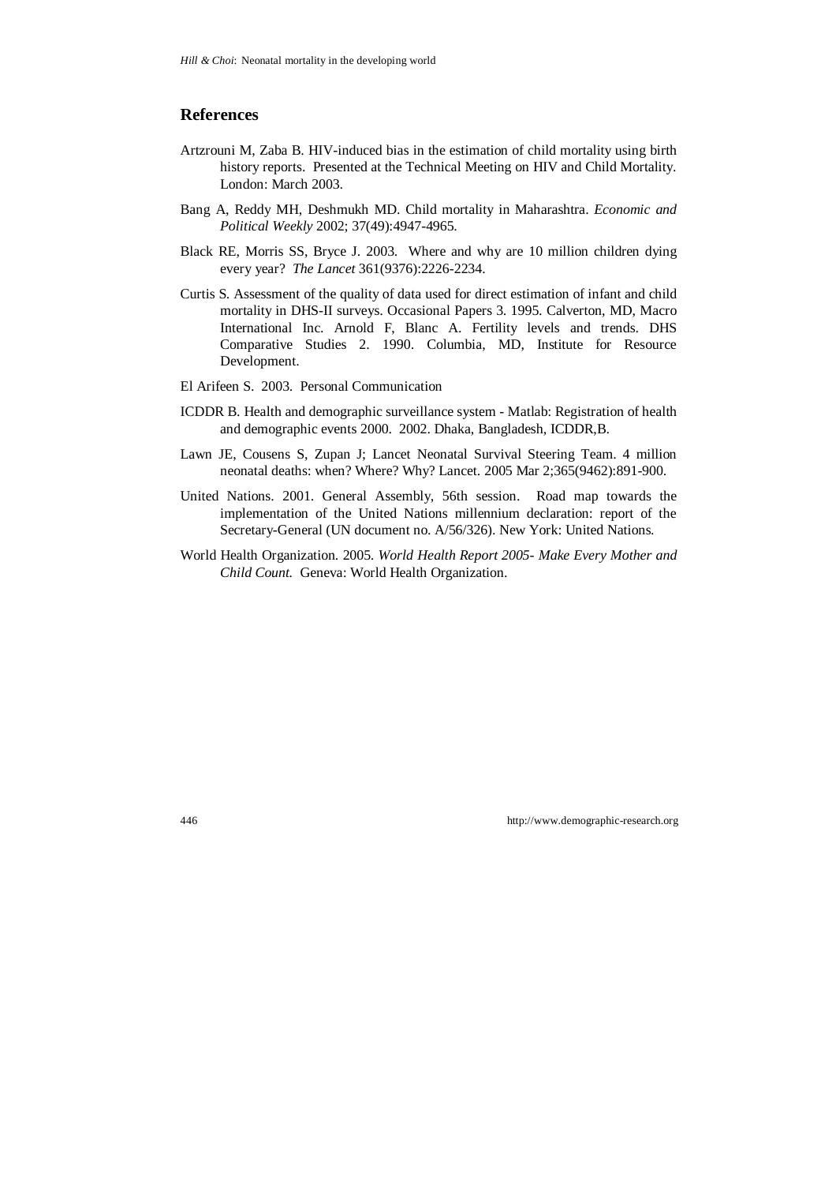## References

Artzrouni M, Zaba B. HIV-induced bias in the estimation of child mortality using birth history reports. Presented at the Technical Meeting on HIV and Child Mortality. London: March 2003.

Bang A, Reddy MH, Deshmukh MD. Child mortality in Maharashtra. *Economic and Political Weekly* 2002; 37(49):4947-4965.

Black RE, Morris SS, Bryce J. 2003. Where and why are 10 million children dying every year? *The Lancet* 361(9376):2226-2234.

Curtis S. Assessment of the quality of data used for direct estimation of infant and child mortality in DHS-II surveys. Occasional Papers 3. 1995. Calverton, MD, Macro International Inc. Arnold F, Blanc A. Fertility levels and trends. DHS Comparative Studies 2. 1990. Columbia, MD, Institute for Resource Development.

El Arifeen S. 2003. Personal Communication

ICDDR B. Health and demographic surveillance system - Matlab: Registration of health and demographic events 2000. 2002. Dhaka, Bangladesh, ICDDR,B.

Lawn JE, Cousens S, Zupan J; Lancet Neonatal Survival Steering Team. 4 million neonatal deaths: when? Where? Why? Lancet. 2005 Mar 2;365(9462):891-900.

United Nations. 2001. General Assembly, 56th session. Road map towards the implementation of the United Nations millennium declaration: report of the Secretary-General (UN document no. A/56/326). New York: United Nations.

World Health Organization. 2005. *World Health Report 2005- Make Every Mother and Child Count.* Geneva: World Health Organization.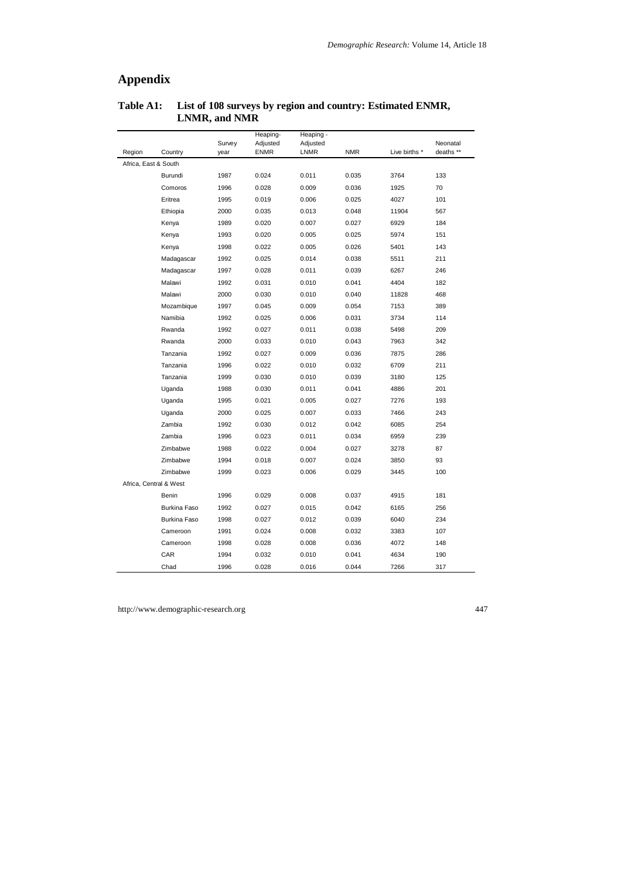# Appendix

**Table A1: List of 108 surveys by region and country: Estimated ENMR, LNMR, and NMR**

| Region | Country | Survey year | Heaping-Adjusted ENMR | Heaping - Adjusted LNMR | NMR | Live births * | Neonatal deaths ** |
|---|---|---|---|---|---|---|---|
| Africa, East & South | | | | | | | |
| | Burundi | 1987 | 0.024 | 0.011 | 0.035 | 3764 | 133 |
| | Comoros | 1996 | 0.028 | 0.009 | 0.036 | 1925 | 70 |
| | Eritrea | 1995 | 0.019 | 0.006 | 0.025 | 4027 | 101 |
| | Ethiopia | 2000 | 0.035 | 0.013 | 0.048 | 11904 | 567 |
| | Kenya | 1989 | 0.020 | 0.007 | 0.027 | 6929 | 184 |
| | Kenya | 1993 | 0.020 | 0.005 | 0.025 | 5974 | 151 |
| | Kenya | 1998 | 0.022 | 0.005 | 0.026 | 5401 | 143 |
| | Madagascar | 1992 | 0.025 | 0.014 | 0.038 | 5511 | 211 |
| | Madagascar | 1997 | 0.028 | 0.011 | 0.039 | 6267 | 246 |
| | Malawi | 1992 | 0.031 | 0.010 | 0.041 | 4404 | 182 |
| | Malawi | 2000 | 0.030 | 0.010 | 0.040 | 11828 | 468 |
| | Mozambique | 1997 | 0.045 | 0.009 | 0.054 | 7153 | 389 |
| | Namibia | 1992 | 0.025 | 0.006 | 0.031 | 3734 | 114 |
| | Rwanda | 1992 | 0.027 | 0.011 | 0.038 | 5498 | 209 |
| | Rwanda | 2000 | 0.033 | 0.010 | 0.043 | 7963 | 342 |
| | Tanzania | 1992 | 0.027 | 0.009 | 0.036 | 7875 | 286 |
| | Tanzania | 1996 | 0.022 | 0.010 | 0.032 | 6709 | 211 |
| | Tanzania | 1999 | 0.030 | 0.010 | 0.039 | 3180 | 125 |
| | Uganda | 1988 | 0.030 | 0.011 | 0.041 | 4886 | 201 |
| | Uganda | 1995 | 0.021 | 0.005 | 0.027 | 7276 | 193 |
| | Uganda | 2000 | 0.025 | 0.007 | 0.033 | 7466 | 243 |
| | Zambia | 1992 | 0.030 | 0.012 | 0.042 | 6085 | 254 |
| | Zambia | 1996 | 0.023 | 0.011 | 0.034 | 6959 | 239 |
| | Zimbabwe | 1988 | 0.022 | 0.004 | 0.027 | 3278 | 87 |
| | Zimbabwe | 1994 | 0.018 | 0.007 | 0.024 | 3850 | 93 |
| | Zimbabwe | 1999 | 0.023 | 0.006 | 0.029 | 3445 | 100 |
| Africa, Central & West | | | | | | | |
| | Benin | 1996 | 0.029 | 0.008 | 0.037 | 4915 | 181 |
| | Burkina Faso | 1992 | 0.027 | 0.015 | 0.042 | 6165 | 256 |
| | Burkina Faso | 1998 | 0.027 | 0.012 | 0.039 | 6040 | 234 |
| | Cameroon | 1991 | 0.024 | 0.008 | 0.032 | 3383 | 107 |
| | Cameroon | 1998 | 0.028 | 0.008 | 0.036 | 4072 | 148 |
| | CAR | 1994 | 0.032 | 0.010 | 0.041 | 4634 | 190 |
| | Chad | 1996 | 0.028 | 0.016 | 0.044 | 7266 | 317 |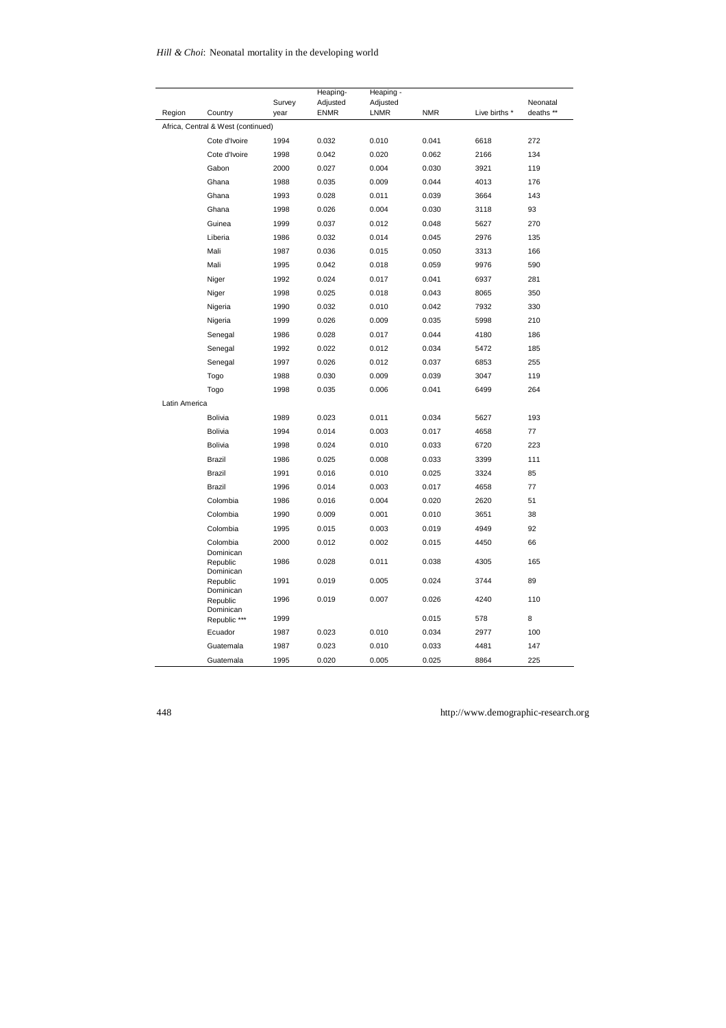| Region | Country | Survey year | Heaping-Adjusted ENMR | Heaping - Adjusted LNMR | NMR | Live births * | Neonatal deaths ** |
|---|---|---|---|---|---|---|---|
| Africa, Central & West (continued) | | | | | | | |
| | Cote d'Ivoire | 1994 | 0.032 | 0.010 | 0.041 | 6618 | 272 |
| | Cote d'Ivoire | 1998 | 0.042 | 0.020 | 0.062 | 2166 | 134 |
| | Gabon | 2000 | 0.027 | 0.004 | 0.030 | 3921 | 119 |
| | Ghana | 1988 | 0.035 | 0.009 | 0.044 | 4013 | 176 |
| | Ghana | 1993 | 0.028 | 0.011 | 0.039 | 3664 | 143 |
| | Ghana | 1998 | 0.026 | 0.004 | 0.030 | 3118 | 93 |
| | Guinea | 1999 | 0.037 | 0.012 | 0.048 | 5627 | 270 |
| | Liberia | 1986 | 0.032 | 0.014 | 0.045 | 2976 | 135 |
| | Mali | 1987 | 0.036 | 0.015 | 0.050 | 3313 | 166 |
| | Mali | 1995 | 0.042 | 0.018 | 0.059 | 9976 | 590 |
| | Niger | 1992 | 0.024 | 0.017 | 0.041 | 6937 | 281 |
| | Niger | 1998 | 0.025 | 0.018 | 0.043 | 8065 | 350 |
| | Nigeria | 1990 | 0.032 | 0.010 | 0.042 | 7932 | 330 |
| | Nigeria | 1999 | 0.026 | 0.009 | 0.035 | 5998 | 210 |
| | Senegal | 1986 | 0.028 | 0.017 | 0.044 | 4180 | 186 |
| | Senegal | 1992 | 0.022 | 0.012 | 0.034 | 5472 | 185 |
| | Senegal | 1997 | 0.026 | 0.012 | 0.037 | 6853 | 255 |
| | Togo | 1988 | 0.030 | 0.009 | 0.039 | 3047 | 119 |
| | Togo | 1998 | 0.035 | 0.006 | 0.041 | 6499 | 264 |
| Latin America | | | | | | | |
| | Bolivia | 1989 | 0.023 | 0.011 | 0.034 | 5627 | 193 |
| | Bolivia | 1994 | 0.014 | 0.003 | 0.017 | 4658 | 77 |
| | Bolivia | 1998 | 0.024 | 0.010 | 0.033 | 6720 | 223 |
| | Brazil | 1986 | 0.025 | 0.008 | 0.033 | 3399 | 111 |
| | Brazil | 1991 | 0.016 | 0.010 | 0.025 | 3324 | 85 |
| | Brazil | 1996 | 0.014 | 0.003 | 0.017 | 4658 | 77 |
| | Colombia | 1986 | 0.016 | 0.004 | 0.020 | 2620 | 51 |
| | Colombia | 1990 | 0.009 | 0.001 | 0.010 | 3651 | 38 |
| | Colombia | 1995 | 0.015 | 0.003 | 0.019 | 4949 | 92 |
| | Colombia | 2000 | 0.012 | 0.002 | 0.015 | 4450 | 66 |
| | Dominican Republic | 1986 | 0.028 | 0.011 | 0.038 | 4305 | 165 |
| | Dominican Republic | 1991 | 0.019 | 0.005 | 0.024 | 3744 | 89 |
| | Dominican Republic | 1996 | 0.019 | 0.007 | 0.026 | 4240 | 110 |
| | Dominican Republic *** | 1999 | | | 0.015 | 578 | 8 |
| | Ecuador | 1987 | 0.023 | 0.010 | 0.034 | 2977 | 100 |
| | Guatemala | 1987 | 0.023 | 0.010 | 0.033 | 4481 | 147 |
| | Guatemala | 1995 | 0.020 | 0.005 | 0.025 | 8864 | 225 |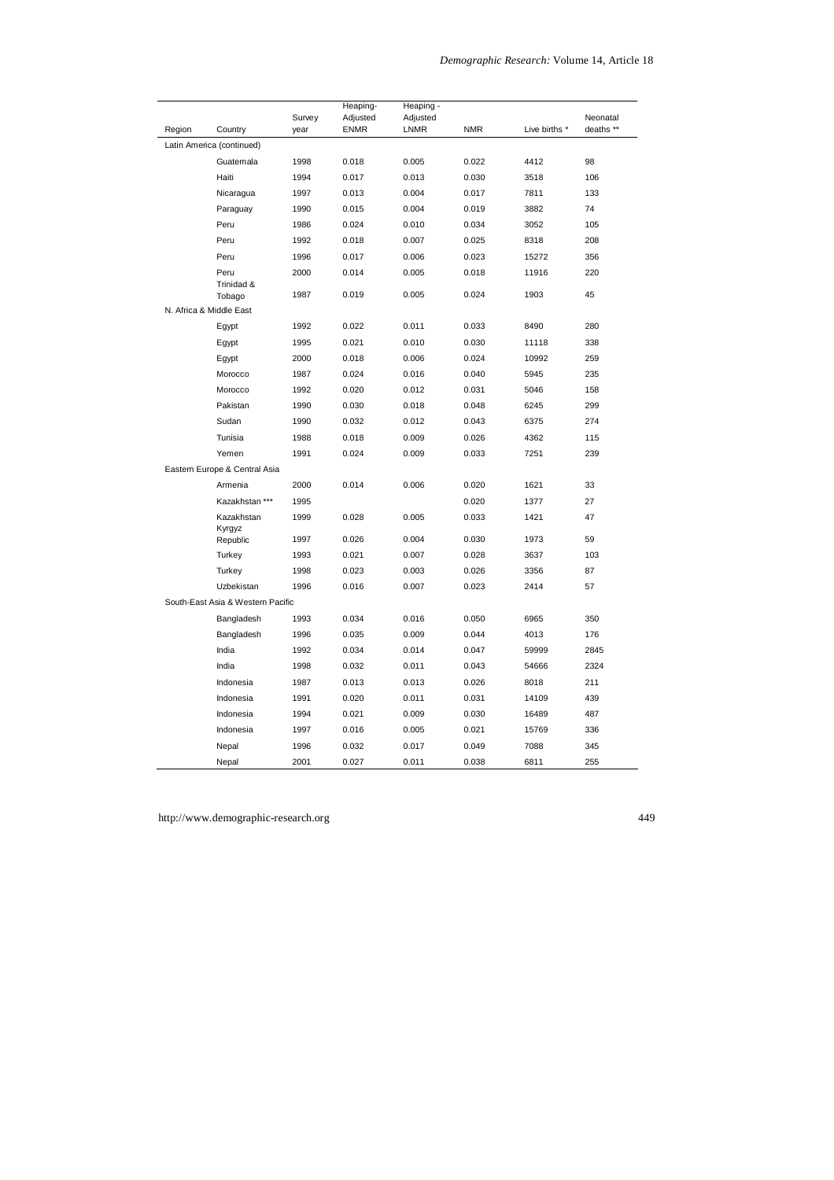| Region | Country | Survey year | Heaping-Adjusted ENMR | Heaping - Adjusted LNMR | NMR | Live births * | Neonatal deaths ** |
|---|---|---|---|---|---|---|---|
| Latin America (continued) | | | | | | | |
| | Guatemala | 1998 | 0.018 | 0.005 | 0.022 | 4412 | 98 |
| | Haiti | 1994 | 0.017 | 0.013 | 0.030 | 3518 | 106 |
| | Nicaragua | 1997 | 0.013 | 0.004 | 0.017 | 7811 | 133 |
| | Paraguay | 1990 | 0.015 | 0.004 | 0.019 | 3882 | 74 |
| | Peru | 1986 | 0.024 | 0.010 | 0.034 | 3052 | 105 |
| | Peru | 1992 | 0.018 | 0.007 | 0.025 | 8318 | 208 |
| | Peru | 1996 | 0.017 | 0.006 | 0.023 | 15272 | 356 |
| | Peru | 2000 | 0.014 | 0.005 | 0.018 | 11916 | 220 |
| | Trinidad & Tobago | 1987 | 0.019 | 0.005 | 0.024 | 1903 | 45 |
| N. Africa & Middle East | | | | | | | |
| | Egypt | 1992 | 0.022 | 0.011 | 0.033 | 8490 | 280 |
| | Egypt | 1995 | 0.021 | 0.010 | 0.030 | 11118 | 338 |
| | Egypt | 2000 | 0.018 | 0.006 | 0.024 | 10992 | 259 |
| | Morocco | 1987 | 0.024 | 0.016 | 0.040 | 5945 | 235 |
| | Morocco | 1992 | 0.020 | 0.012 | 0.031 | 5046 | 158 |
| | Pakistan | 1990 | 0.030 | 0.018 | 0.048 | 6245 | 299 |
| | Sudan | 1990 | 0.032 | 0.012 | 0.043 | 6375 | 274 |
| | Tunisia | 1988 | 0.018 | 0.009 | 0.026 | 4362 | 115 |
| | Yemen | 1991 | 0.024 | 0.009 | 0.033 | 7251 | 239 |
| Eastern Europe & Central Asia | | | | | | | |
| | Armenia | 2000 | 0.014 | 0.006 | 0.020 | 1621 | 33 |
| | Kazakhstan *** | 1995 | | | 0.020 | 1377 | 27 |
| | Kazakhstan | 1999 | 0.028 | 0.005 | 0.033 | 1421 | 47 |
| | Kyrgyz Republic | 1997 | 0.026 | 0.004 | 0.030 | 1973 | 59 |
| | Turkey | 1993 | 0.021 | 0.007 | 0.028 | 3637 | 103 |
| | Turkey | 1998 | 0.023 | 0.003 | 0.026 | 3356 | 87 |
| | Uzbekistan | 1996 | 0.016 | 0.007 | 0.023 | 2414 | 57 |
| South-East Asia & Western Pacific | | | | | | | |
| | Bangladesh | 1993 | 0.034 | 0.016 | 0.050 | 6965 | 350 |
| | Bangladesh | 1996 | 0.035 | 0.009 | 0.044 | 4013 | 176 |
| | India | 1992 | 0.034 | 0.014 | 0.047 | 59999 | 2845 |
| | India | 1998 | 0.032 | 0.011 | 0.043 | 54666 | 2324 |
| | Indonesia | 1987 | 0.013 | 0.013 | 0.026 | 8018 | 211 |
| | Indonesia | 1991 | 0.020 | 0.011 | 0.031 | 14109 | 439 |
| | Indonesia | 1994 | 0.021 | 0.009 | 0.030 | 16489 | 487 |
| | Indonesia | 1997 | 0.016 | 0.005 | 0.021 | 15769 | 336 |
| | Nepal | 1996 | 0.032 | 0.017 | 0.049 | 7088 | 345 |
| | Nepal | 2001 | 0.027 | 0.011 | 0.038 | 6811 | 255 |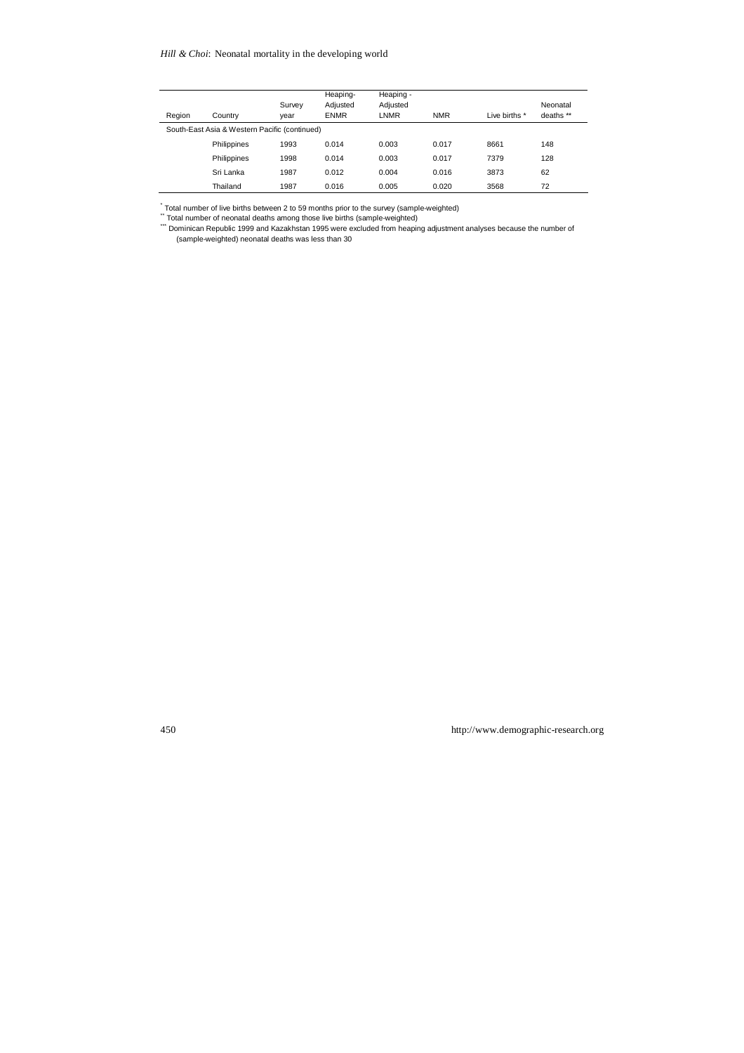| Region | Country | Survey year | Heaping-Adjusted ENMR | Heaping - Adjusted LNMR | NMR | Live births * | Neonatal deaths ** |
|---|---|---|---|---|---|---|---|
| South-East Asia & Western Pacific (continued) | | | | | | | |
| | Philippines | 1993 | 0.014 | 0.003 | 0.017 | 8661 | 148 |
| | Philippines | 1998 | 0.014 | 0.003 | 0.017 | 7379 | 128 |
| | Sri Lanka | 1987 | 0.012 | 0.004 | 0.016 | 3873 | 62 |
| | Thailand | 1987 | 0.016 | 0.005 | 0.020 | 3568 | 72 |

* Total number of live births between 2 to 59 months prior to the survey (sample-weighted)

** Total number of neonatal deaths among those live births (sample-weighted)

*** Dominican Republic 1999 and Kazakhstan 1995 were excluded from heaping adjustment analyses because the number of (sample-weighted) neonatal deaths was less than 30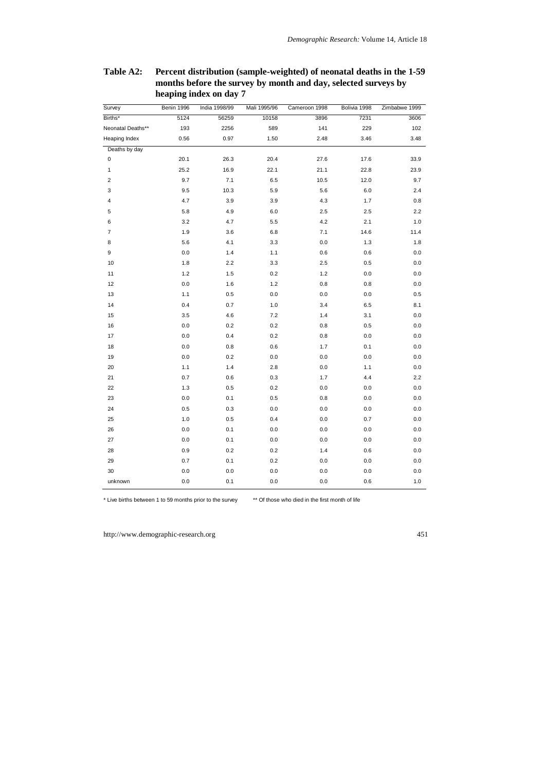**Table A2: Percent distribution (sample-weighted) of neonatal deaths in the 1-59 months before the survey by month and day, selected surveys by heaping index on day 7**

| Survey | Benin 1996 | India 1998/99 | Mali 1995/96 | Cameroon 1998 | Bolivia 1998 | Zimbabwe 1999 |
|---|---|---|---|---|---|---|
| Births* | 5124 | 56259 | 10158 | 3896 | 7231 | 3606 |
| Neonatal Deaths** | 193 | 2256 | 589 | 141 | 229 | 102 |
| Heaping Index | 0.56 | 0.97 | 1.50 | 2.48 | 3.46 | 3.48 |
| Deaths by day | | | | | | |
| 0 | 20.1 | 26.3 | 20.4 | 27.6 | 17.6 | 33.9 |
| 1 | 25.2 | 16.9 | 22.1 | 21.1 | 22.8 | 23.9 |
| 2 | 9.7 | 7.1 | 6.5 | 10.5 | 12.0 | 9.7 |
| 3 | 9.5 | 10.3 | 5.9 | 5.6 | 6.0 | 2.4 |
| 4 | 4.7 | 3.9 | 3.9 | 4.3 | 1.7 | 0.8 |
| 5 | 5.8 | 4.9 | 6.0 | 2.5 | 2.5 | 2.2 |
| 6 | 3.2 | 4.7 | 5.5 | 4.2 | 2.1 | 1.0 |
| 7 | 1.9 | 3.6 | 6.8 | 7.1 | 14.6 | 11.4 |
| 8 | 5.6 | 4.1 | 3.3 | 0.0 | 1.3 | 1.8 |
| 9 | 0.0 | 1.4 | 1.1 | 0.6 | 0.6 | 0.0 |
| 10 | 1.8 | 2.2 | 3.3 | 2.5 | 0.5 | 0.0 |
| 11 | 1.2 | 1.5 | 0.2 | 1.2 | 0.0 | 0.0 |
| 12 | 0.0 | 1.6 | 1.2 | 0.8 | 0.8 | 0.0 |
| 13 | 1.1 | 0.5 | 0.0 | 0.0 | 0.0 | 0.5 |
| 14 | 0.4 | 0.7 | 1.0 | 3.4 | 6.5 | 8.1 |
| 15 | 3.5 | 4.6 | 7.2 | 1.4 | 3.1 | 0.0 |
| 16 | 0.0 | 0.2 | 0.2 | 0.8 | 0.5 | 0.0 |
| 17 | 0.0 | 0.4 | 0.2 | 0.8 | 0.0 | 0.0 |
| 18 | 0.0 | 0.8 | 0.6 | 1.7 | 0.1 | 0.0 |
| 19 | 0.0 | 0.2 | 0.0 | 0.0 | 0.0 | 0.0 |
| 20 | 1.1 | 1.4 | 2.8 | 0.0 | 1.1 | 0.0 |
| 21 | 0.7 | 0.6 | 0.3 | 1.7 | 4.4 | 2.2 |
| 22 | 1.3 | 0.5 | 0.2 | 0.0 | 0.0 | 0.0 |
| 23 | 0.0 | 0.1 | 0.5 | 0.8 | 0.0 | 0.0 |
| 24 | 0.5 | 0.3 | 0.0 | 0.0 | 0.0 | 0.0 |
| 25 | 1.0 | 0.5 | 0.4 | 0.0 | 0.7 | 0.0 |
| 26 | 0.0 | 0.1 | 0.0 | 0.0 | 0.0 | 0.0 |
| 27 | 0.0 | 0.1 | 0.0 | 0.0 | 0.0 | 0.0 |
| 28 | 0.9 | 0.2 | 0.2 | 1.4 | 0.6 | 0.0 |
| 29 | 0.7 | 0.1 | 0.2 | 0.0 | 0.0 | 0.0 |
| 30 | 0.0 | 0.0 | 0.0 | 0.0 | 0.0 | 0.0 |
| unknown | 0.0 | 0.1 | 0.0 | 0.0 | 0.6 | 1.0 |

\* Live births between 1 to 59 months prior to the survey    ** Of those who died in the first month of life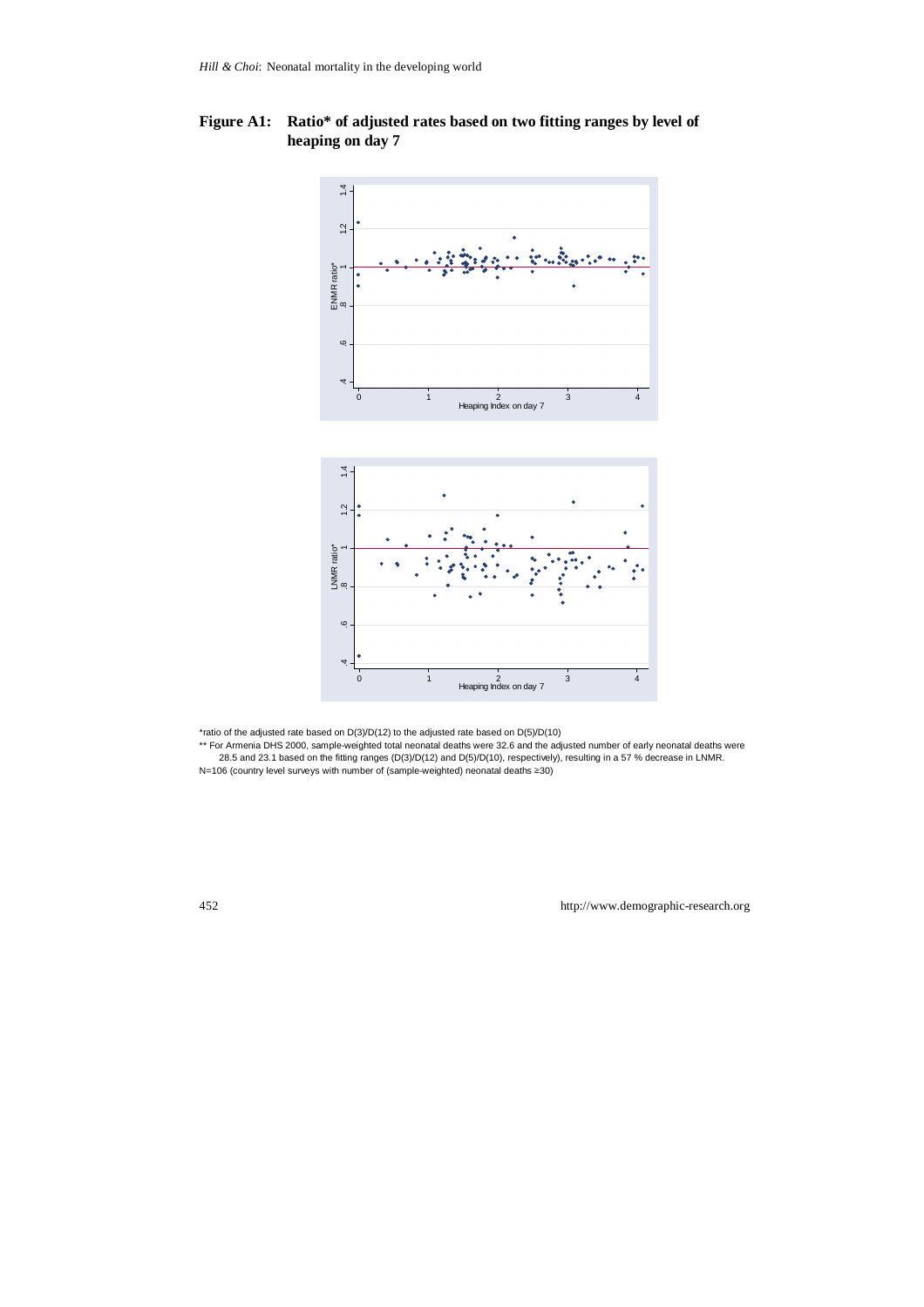**Figure A1: Ratio* of adjusted rates based on two fitting ranges by level of heaping on day 7**

ENMR ratio*

1.4
1.2
1
.8
.6
.4

0 1 2 3 4

Heaping Index on day 7

LNMR ratio*

1.4
1.2
1
.8
.6
.4

0 1 2 3 4

Heaping Index on day 7

*ratio of the adjusted rate based on D(3)/D(12) to the adjusted rate based on D(5)/D(10)

** For Armenia DHS 2000, sample-weighted total neonatal deaths were 32.6 and the adjusted number of early neonatal deaths were 28.5 and 23.1 based on the fitting ranges (D(3)/D(12) and D(5)/D(10), respectively), resulting in a 57 % decrease in LNMR.

N=106 (country level surveys with number of (sample-weighted) neonatal deaths ≥30)